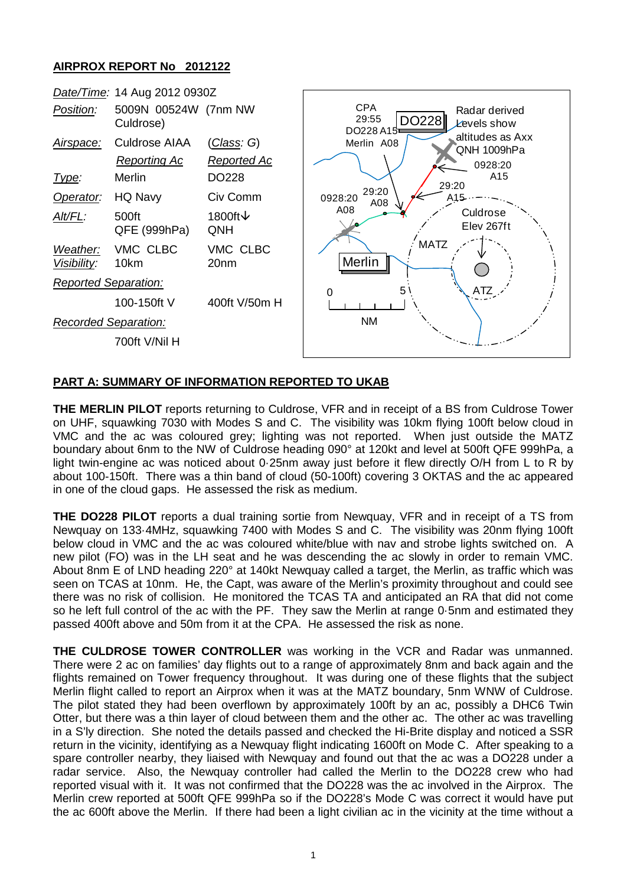## AIRPROX REPORT No 2012122

| | | |
|---|---|---|
| *Date/Time:* | 14 Aug 2012 0930Z | |
| *Position:* | 5009N 00524W (7nm NW Culdrose) | |
| *Airspace:* | Culdrose AIAA | (*Class*: G) |
| | *Reporting Ac* | *Reported Ac* |
| *Type:* | Merlin | DO228 |
| *Operator:* | HQ Navy | Civ Comm |
| *Alt/FL:* | 500ft QFE (999hPa) | 1800ft↓ QNH |
| *Weather:* | VMC CLBC | VMC CLBC |
| *Visibility:* | 10km | 20nm |
| *Reported Separation:* | | |
| | 100-150ft V | 400ft V/50m H |
| *Recorded Separation:* | | |
| | 700ft V/Nil H | |

CPA 29:55 DO228 A15 Merlin A08

Radar derived Levels show altitudes as Axx QNH 1009hPa

0928:20 A15

29:20 A15

0928:20 A08

29:20 A08

Culdrose Elev 267ft

MATZ

ATZ

DO228

Merlin

0 5 NM

## PART A: SUMMARY OF INFORMATION REPORTED TO UKAB

**THE MERLIN PILOT** reports returning to Culdrose, VFR and in receipt of a BS from Culdrose Tower on UHF, squawking 7030 with Modes S and C. The visibility was 10km flying 100ft below cloud in VMC and the ac was coloured grey; lighting was not reported. When just outside the MATZ boundary about 6nm to the NW of Culdrose heading 090° at 120kt and level at 500ft QFE 999hPa, a light twin-engine ac was noticed about 0·25nm away just before it flew directly O/H from L to R by about 100-150ft. There was a thin band of cloud (50-100ft) covering 3 OKTAS and the ac appeared in one of the cloud gaps. He assessed the risk as medium.

**THE DO228 PILOT** reports a dual training sortie from Newquay, VFR and in receipt of a TS from Newquay on 133·4MHz, squawking 7400 with Modes S and C. The visibility was 20nm flying 100ft below cloud in VMC and the ac was coloured white/blue with nav and strobe lights switched on. A new pilot (FO) was in the LH seat and he was descending the ac slowly in order to remain VMC. About 8nm E of LND heading 220° at 140kt Newquay called a target, the Merlin, as traffic which was seen on TCAS at 10nm. He, the Capt, was aware of the Merlin's proximity throughout and could see there was no risk of collision. He monitored the TCAS TA and anticipated an RA that did not come so he left full control of the ac with the PF. They saw the Merlin at range 0·5nm and estimated they passed 400ft above and 50m from it at the CPA. He assessed the risk as none.

**THE CULDROSE TOWER CONTROLLER** was working in the VCR and Radar was unmanned. There were 2 ac on families' day flights out to a range of approximately 8nm and back again and the flights remained on Tower frequency throughout. It was during one of these flights that the subject Merlin flight called to report an Airprox when it was at the MATZ boundary, 5nm WNW of Culdrose. The pilot stated they had been overflown by approximately 100ft by an ac, possibly a DHC6 Twin Otter, but there was a thin layer of cloud between them and the other ac. The other ac was travelling in a S'ly direction. She noted the details passed and checked the Hi-Brite display and noticed a SSR return in the vicinity, identifying as a Newquay flight indicating 1600ft on Mode C. After speaking to a spare controller nearby, they liaised with Newquay and found out that the ac was a DO228 under a radar service. Also, the Newquay controller had called the Merlin to the DO228 crew who had reported visual with it. It was not confirmed that the DO228 was the ac involved in the Airprox. The Merlin crew reported at 500ft QFE 999hPa so if the DO228's Mode C was correct it would have put the ac 600ft above the Merlin. If there had been a light civilian ac in the vicinity at the time without a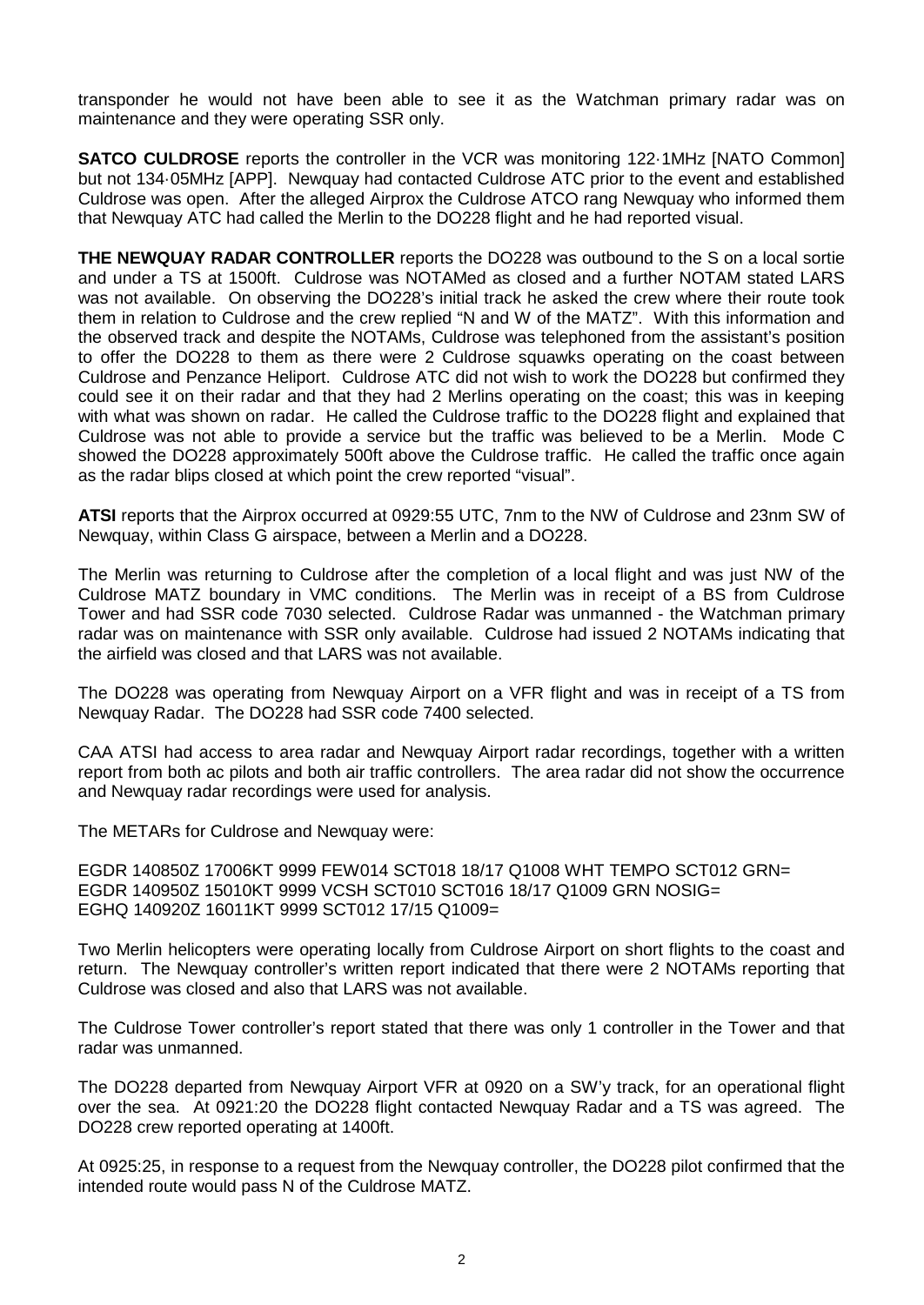transponder he would not have been able to see it as the Watchman primary radar was on maintenance and they were operating SSR only.

**SATCO CULDROSE** reports the controller in the VCR was monitoring 122·1MHz [NATO Common] but not 134·05MHz [APP]. Newquay had contacted Culdrose ATC prior to the event and established Culdrose was open. After the alleged Airprox the Culdrose ATCO rang Newquay who informed them that Newquay ATC had called the Merlin to the DO228 flight and he had reported visual.

**THE NEWQUAY RADAR CONTROLLER** reports the DO228 was outbound to the S on a local sortie and under a TS at 1500ft. Culdrose was NOTAMed as closed and a further NOTAM stated LARS was not available. On observing the DO228's initial track he asked the crew where their route took them in relation to Culdrose and the crew replied "N and W of the MATZ". With this information and the observed track and despite the NOTAMs, Culdrose was telephoned from the assistant's position to offer the DO228 to them as there were 2 Culdrose squawks operating on the coast between Culdrose and Penzance Heliport. Culdrose ATC did not wish to work the DO228 but confirmed they could see it on their radar and that they had 2 Merlins operating on the coast; this was in keeping with what was shown on radar. He called the Culdrose traffic to the DO228 flight and explained that Culdrose was not able to provide a service but the traffic was believed to be a Merlin. Mode C showed the DO228 approximately 500ft above the Culdrose traffic. He called the traffic once again as the radar blips closed at which point the crew reported "visual".

**ATSI** reports that the Airprox occurred at 0929:55 UTC, 7nm to the NW of Culdrose and 23nm SW of Newquay, within Class G airspace, between a Merlin and a DO228.

The Merlin was returning to Culdrose after the completion of a local flight and was just NW of the Culdrose MATZ boundary in VMC conditions. The Merlin was in receipt of a BS from Culdrose Tower and had SSR code 7030 selected. Culdrose Radar was unmanned - the Watchman primary radar was on maintenance with SSR only available. Culdrose had issued 2 NOTAMs indicating that the airfield was closed and that LARS was not available.

The DO228 was operating from Newquay Airport on a VFR flight and was in receipt of a TS from Newquay Radar. The DO228 had SSR code 7400 selected.

CAA ATSI had access to area radar and Newquay Airport radar recordings, together with a written report from both ac pilots and both air traffic controllers. The area radar did not show the occurrence and Newquay radar recordings were used for analysis.

The METARs for Culdrose and Newquay were:

EGDR 140850Z 17006KT 9999 FEW014 SCT018 18/17 Q1008 WHT TEMPO SCT012 GRN=
EGDR 140950Z 15010KT 9999 VCSH SCT010 SCT016 18/17 Q1009 GRN NOSIG=
EGHQ 140920Z 16011KT 9999 SCT012 17/15 Q1009=

Two Merlin helicopters were operating locally from Culdrose Airport on short flights to the coast and return. The Newquay controller's written report indicated that there were 2 NOTAMs reporting that Culdrose was closed and also that LARS was not available.

The Culdrose Tower controller's report stated that there was only 1 controller in the Tower and that radar was unmanned.

The DO228 departed from Newquay Airport VFR at 0920 on a SW'y track, for an operational flight over the sea. At 0921:20 the DO228 flight contacted Newquay Radar and a TS was agreed. The DO228 crew reported operating at 1400ft.

At 0925:25, in response to a request from the Newquay controller, the DO228 pilot confirmed that the intended route would pass N of the Culdrose MATZ.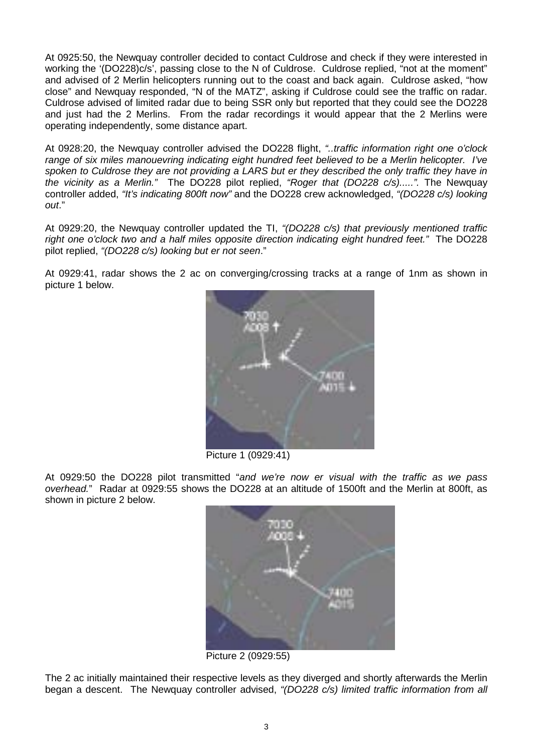At 0925:50, the Newquay controller decided to contact Culdrose and check if they were interested in working the '(DO228)c/s', passing close to the N of Culdrose. Culdrose replied, "not at the moment" and advised of 2 Merlin helicopters running out to the coast and back again. Culdrose asked, "how close" and Newquay responded, "N of the MATZ", asking if Culdrose could see the traffic on radar. Culdrose advised of limited radar due to being SSR only but reported that they could see the DO228 and just had the 2 Merlins. From the radar recordings it would appear that the 2 Merlins were operating independently, some distance apart.

At 0928:20, the Newquay controller advised the DO228 flight, *"..traffic information right one o'clock range of six miles manouevring indicating eight hundred feet believed to be a Merlin helicopter. I've spoken to Culdrose they are not providing a LARS but er they described the only traffic they have in the vicinity as a Merlin."* The DO228 pilot replied, *"Roger that (DO228 c/s).....".* The Newquay controller added, *"It's indicating 800ft now"* and the DO228 crew acknowledged, *"(DO228 c/s) looking out*."

At 0929:20, the Newquay controller updated the TI, *"(DO228 c/s) that previously mentioned traffic right one o'clock two and a half miles opposite direction indicating eight hundred feet."* The DO228 pilot replied, *"(DO228 c/s) looking but er not seen*."

At 0929:41, radar shows the 2 ac on converging/crossing tracks at a range of 1nm as shown in picture 1 below.

Picture 1 (0929:41)

At 0929:50 the DO228 pilot transmitted "*and we're now er visual with the traffic as we pass overhead.*" Radar at 0929:55 shows the DO228 at an altitude of 1500ft and the Merlin at 800ft, as shown in picture 2 below.

Picture 2 (0929:55)

The 2 ac initially maintained their respective levels as they diverged and shortly afterwards the Merlin began a descent. The Newquay controller advised, *"(DO228 c/s) limited traffic information from all*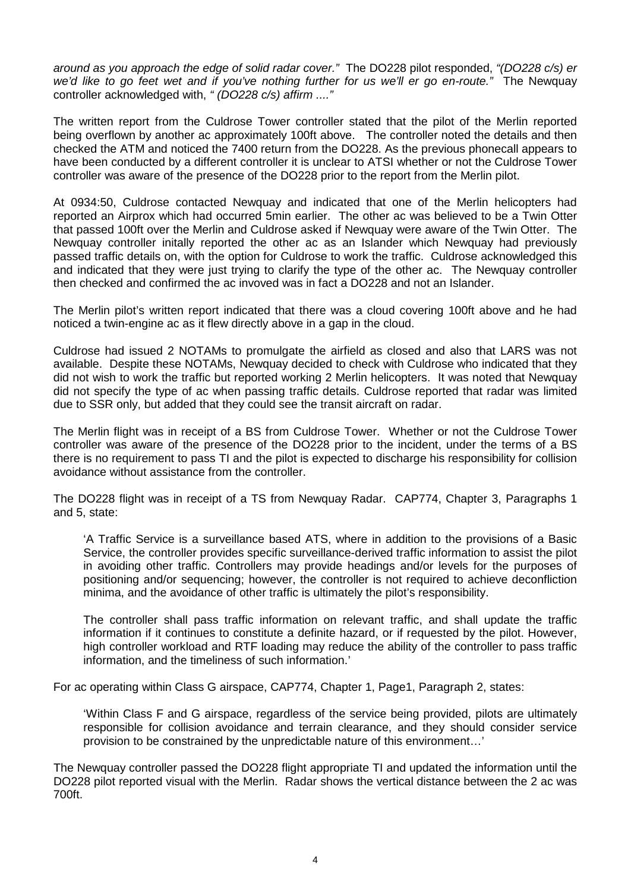*around as you approach the edge of solid radar cover."* The DO228 pilot responded, *"(DO228 c/s) er we'd like to go feet wet and if you've nothing further for us we'll er go en-route."* The Newquay controller acknowledged with, *" (DO228 c/s) affirm ...."*

The written report from the Culdrose Tower controller stated that the pilot of the Merlin reported being overflown by another ac approximately 100ft above. The controller noted the details and then checked the ATM and noticed the 7400 return from the DO228. As the previous phonecall appears to have been conducted by a different controller it is unclear to ATSI whether or not the Culdrose Tower controller was aware of the presence of the DO228 prior to the report from the Merlin pilot.

At 0934:50, Culdrose contacted Newquay and indicated that one of the Merlin helicopters had reported an Airprox which had occurred 5min earlier. The other ac was believed to be a Twin Otter that passed 100ft over the Merlin and Culdrose asked if Newquay were aware of the Twin Otter. The Newquay controller initally reported the other ac as an Islander which Newquay had previously passed traffic details on, with the option for Culdrose to work the traffic. Culdrose acknowledged this and indicated that they were just trying to clarify the type of the other ac. The Newquay controller then checked and confirmed the ac invoved was in fact a DO228 and not an Islander.

The Merlin pilot's written report indicated that there was a cloud covering 100ft above and he had noticed a twin-engine ac as it flew directly above in a gap in the cloud.

Culdrose had issued 2 NOTAMs to promulgate the airfield as closed and also that LARS was not available. Despite these NOTAMs, Newquay decided to check with Culdrose who indicated that they did not wish to work the traffic but reported working 2 Merlin helicopters. It was noted that Newquay did not specify the type of ac when passing traffic details. Culdrose reported that radar was limited due to SSR only, but added that they could see the transit aircraft on radar.

The Merlin flight was in receipt of a BS from Culdrose Tower. Whether or not the Culdrose Tower controller was aware of the presence of the DO228 prior to the incident, under the terms of a BS there is no requirement to pass TI and the pilot is expected to discharge his responsibility for collision avoidance without assistance from the controller.

The DO228 flight was in receipt of a TS from Newquay Radar. CAP774, Chapter 3, Paragraphs 1 and 5, state:

> 'A Traffic Service is a surveillance based ATS, where in addition to the provisions of a Basic Service, the controller provides specific surveillance-derived traffic information to assist the pilot in avoiding other traffic. Controllers may provide headings and/or levels for the purposes of positioning and/or sequencing; however, the controller is not required to achieve deconfliction minima, and the avoidance of other traffic is ultimately the pilot's responsibility.
>
> The controller shall pass traffic information on relevant traffic, and shall update the traffic information if it continues to constitute a definite hazard, or if requested by the pilot. However, high controller workload and RTF loading may reduce the ability of the controller to pass traffic information, and the timeliness of such information.'

For ac operating within Class G airspace, CAP774, Chapter 1, Page1, Paragraph 2, states:

> 'Within Class F and G airspace, regardless of the service being provided, pilots are ultimately responsible for collision avoidance and terrain clearance, and they should consider service provision to be constrained by the unpredictable nature of this environment…'

The Newquay controller passed the DO228 flight appropriate TI and updated the information until the DO228 pilot reported visual with the Merlin. Radar shows the vertical distance between the 2 ac was 700ft.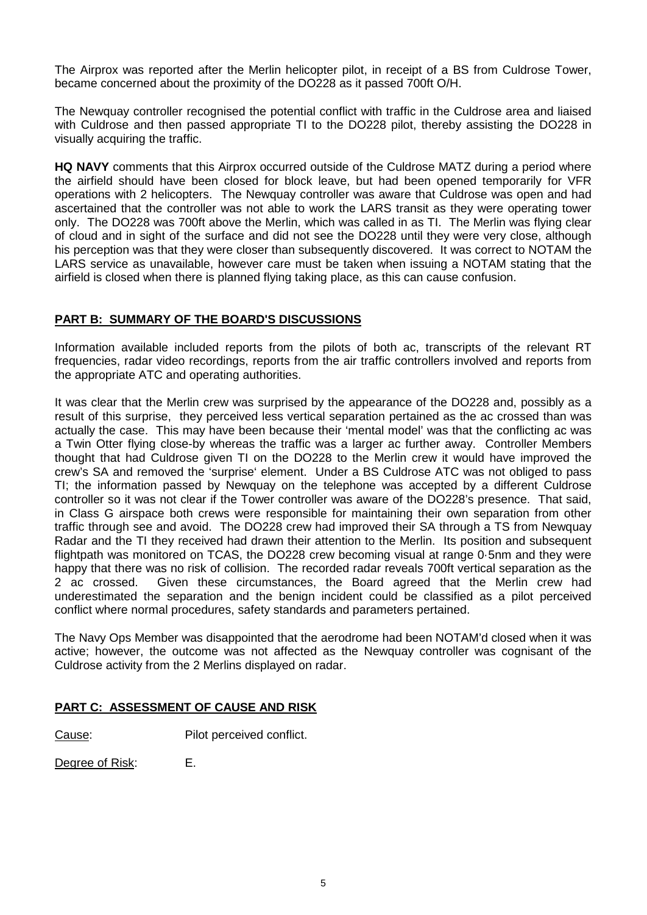The Airprox was reported after the Merlin helicopter pilot, in receipt of a BS from Culdrose Tower, became concerned about the proximity of the DO228 as it passed 700ft O/H.

The Newquay controller recognised the potential conflict with traffic in the Culdrose area and liaised with Culdrose and then passed appropriate TI to the DO228 pilot, thereby assisting the DO228 in visually acquiring the traffic.

**HQ NAVY** comments that this Airprox occurred outside of the Culdrose MATZ during a period where the airfield should have been closed for block leave, but had been opened temporarily for VFR operations with 2 helicopters. The Newquay controller was aware that Culdrose was open and had ascertained that the controller was not able to work the LARS transit as they were operating tower only. The DO228 was 700ft above the Merlin, which was called in as TI. The Merlin was flying clear of cloud and in sight of the surface and did not see the DO228 until they were very close, although his perception was that they were closer than subsequently discovered. It was correct to NOTAM the LARS service as unavailable, however care must be taken when issuing a NOTAM stating that the airfield is closed when there is planned flying taking place, as this can cause confusion.

## PART B: SUMMARY OF THE BOARD'S DISCUSSIONS

Information available included reports from the pilots of both ac, transcripts of the relevant RT frequencies, radar video recordings, reports from the air traffic controllers involved and reports from the appropriate ATC and operating authorities.

It was clear that the Merlin crew was surprised by the appearance of the DO228 and, possibly as a result of this surprise, they perceived less vertical separation pertained as the ac crossed than was actually the case. This may have been because their 'mental model' was that the conflicting ac was a Twin Otter flying close-by whereas the traffic was a larger ac further away. Controller Members thought that had Culdrose given TI on the DO228 to the Merlin crew it would have improved the crew's SA and removed the 'surprise' element. Under a BS Culdrose ATC was not obliged to pass TI; the information passed by Newquay on the telephone was accepted by a different Culdrose controller so it was not clear if the Tower controller was aware of the DO228's presence. That said, in Class G airspace both crews were responsible for maintaining their own separation from other traffic through see and avoid. The DO228 crew had improved their SA through a TS from Newquay Radar and the TI they received had drawn their attention to the Merlin. Its position and subsequent flightpath was monitored on TCAS, the DO228 crew becoming visual at range 0·5nm and they were happy that there was no risk of collision. The recorded radar reveals 700ft vertical separation as the 2 ac crossed. Given these circumstances, the Board agreed that the Merlin crew had underestimated the separation and the benign incident could be classified as a pilot perceived conflict where normal procedures, safety standards and parameters pertained.

The Navy Ops Member was disappointed that the aerodrome had been NOTAM'd closed when it was active; however, the outcome was not affected as the Newquay controller was cognisant of the Culdrose activity from the 2 Merlins displayed on radar.

## PART C: ASSESSMENT OF CAUSE AND RISK

Cause: Pilot perceived conflict.

Degree of Risk: E.